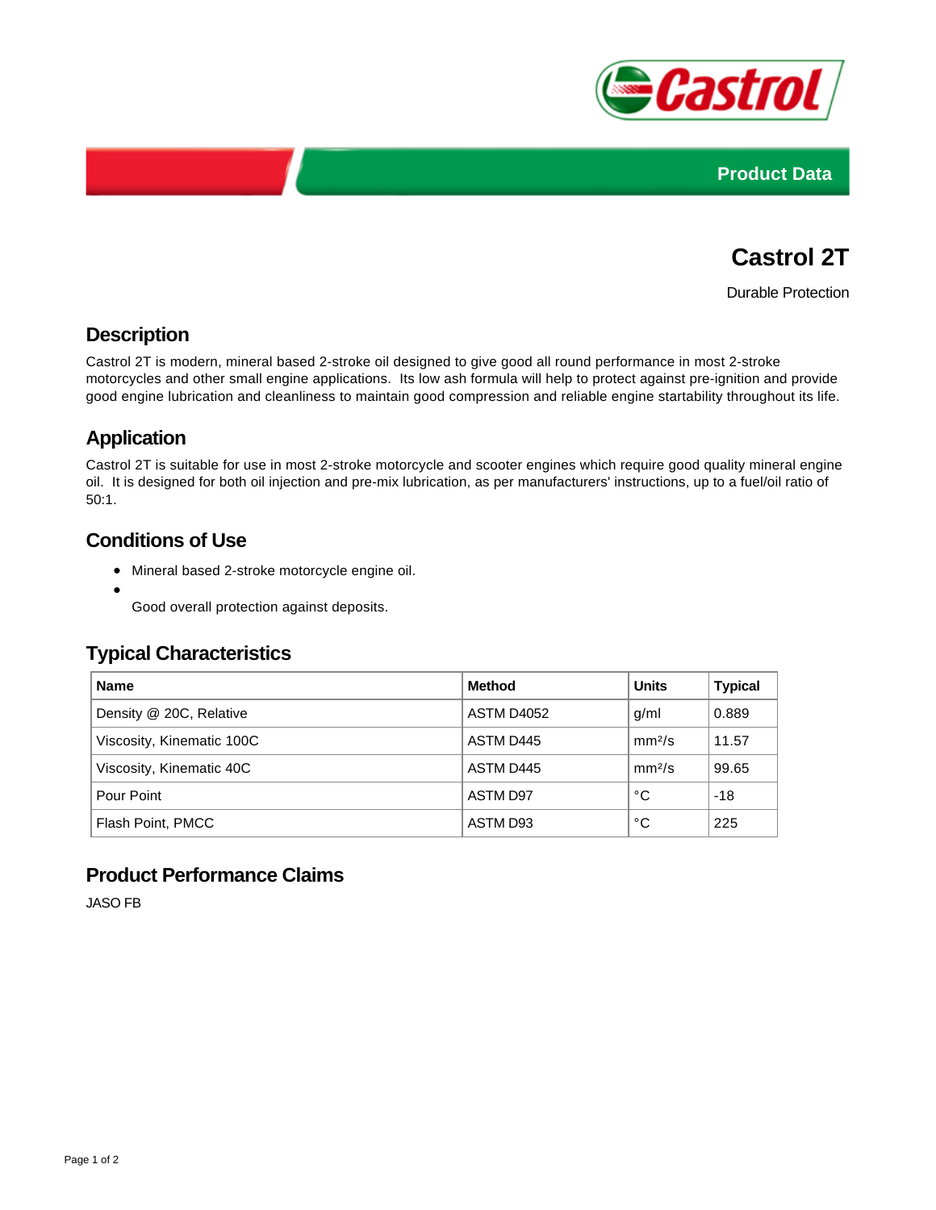Product Data

# Castrol 2T

Durable Protection

## Description

Castrol 2T is modern, mineral based 2-stroke oil designed to give good all round performance in most 2-stroke motorcycles and other small engine applications. Its low ash formula will help to protect against pre-ignition and provide good engine lubrication and cleanliness to maintain good compression and reliable engine startability throughout its life.

## Application

Castrol 2T is suitable for use in most 2-stroke motorcycle and scooter engines which require good quality mineral engine oil. It is designed for both oil injection and pre-mix lubrication, as per manufacturers' instructions, up to a fuel/oil ratio of 50:1.

## Conditions of Use

- Mineral based 2-stroke motorcycle engine oil.
- Good overall protection against deposits.

## Typical Characteristics

| Name | Method | Units | Typical |
|---|---|---|---|
| Density @ 20C, Relative | ASTM D4052 | g/ml | 0.889 |
| Viscosity, Kinematic 100C | ASTM D445 | $mm^2/s$ | 11.57 |
| Viscosity, Kinematic 40C | ASTM D445 | $mm^2/s$ | 99.65 |
| Pour Point | ASTM D97 | °C | -18 |
| Flash Point, PMCC | ASTM D93 | °C | 225 |

## Product Performance Claims

JASO FB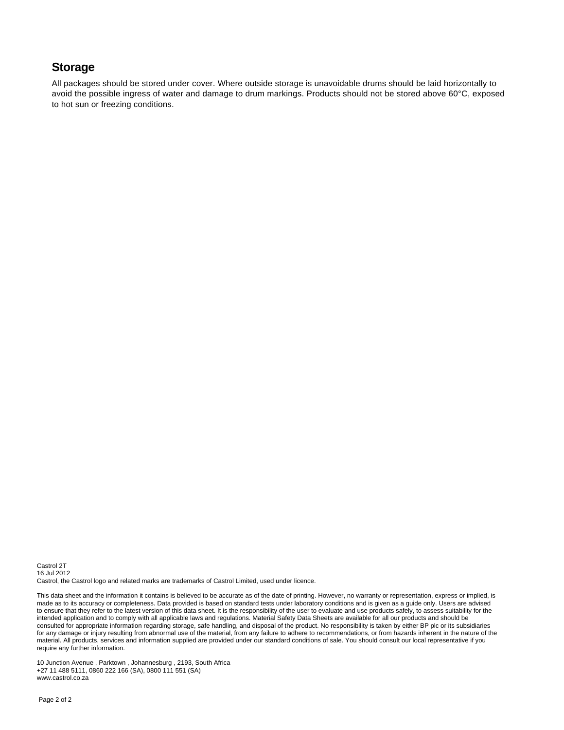## Storage

All packages should be stored under cover. Where outside storage is unavoidable drums should be laid horizontally to avoid the possible ingress of water and damage to drum markings. Products should not be stored above 60°C, exposed to hot sun or freezing conditions.

Castrol 2T
16 Jul 2012
Castrol, the Castrol logo and related marks are trademarks of Castrol Limited, used under licence.

This data sheet and the information it contains is believed to be accurate as of the date of printing. However, no warranty or representation, express or implied, is made as to its accuracy or completeness. Data provided is based on standard tests under laboratory conditions and is given as a guide only. Users are advised to ensure that they refer to the latest version of this data sheet. It is the responsibility of the user to evaluate and use products safely, to assess suitability for the intended application and to comply with all applicable laws and regulations. Material Safety Data Sheets are available for all our products and should be consulted for appropriate information regarding storage, safe handling, and disposal of the product. No responsibility is taken by either BP plc or its subsidiaries for any damage or injury resulting from abnormal use of the material, from any failure to adhere to recommendations, or from hazards inherent in the nature of the material. All products, services and information supplied are provided under our standard conditions of sale. You should consult our local representative if you require any further information.

10 Junction Avenue , Parktown , Johannesburg , 2193, South Africa
+27 11 488 5111, 0860 222 166 (SA), 0800 111 551 (SA)
www.castrol.co.za